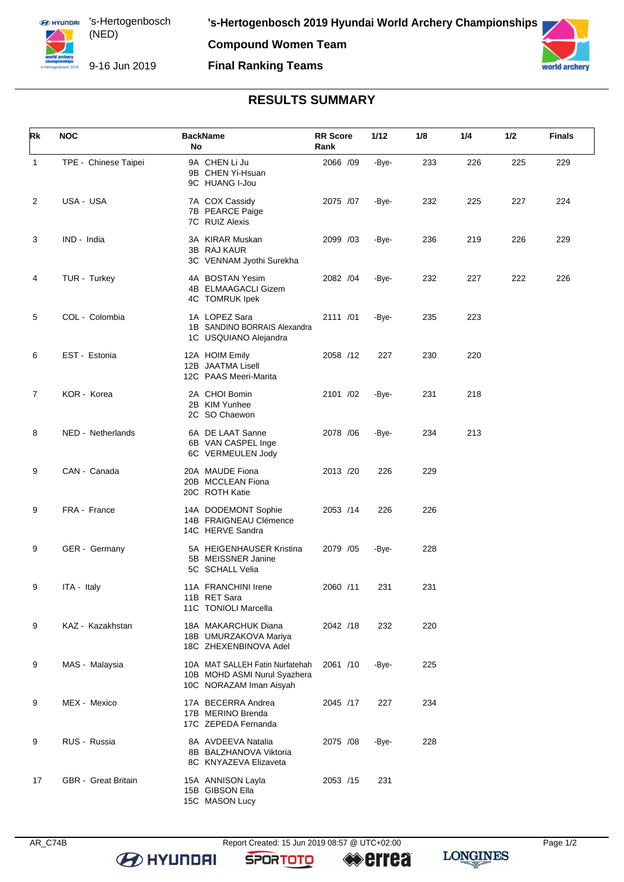's-Hertogenbosch (NED)

9-16 Jun 2019

# 's-Hertogenbosch 2019 Hyundai World Archery Championships

## Compound Women Team

## Final Ranking Teams

## RESULTS SUMMARY

| Rk | NOC | BackName No | RR Score Rank | 1/12 | 1/8 | 1/4 | 1/2 | Finals |
|---|---|---|---|---|---|---|---|---|
| 1 | TPE - Chinese Taipei | 9A CHEN Li Ju<br>9B CHEN Yi-Hsuan<br>9C HUANG I-Jou | 2066 /09 | -Bye- | 233 | 226 | 225 | 229 |
| 2 | USA - USA | 7A COX Cassidy<br>7B PEARCE Paige<br>7C RUIZ Alexis | 2075 /07 | -Bye- | 232 | 225 | 227 | 224 |
| 3 | IND - India | 3A KIRAR Muskan<br>3B RAJ KAUR<br>3C VENNAM Jyothi Surekha | 2099 /03 | -Bye- | 236 | 219 | 226 | 229 |
| 4 | TUR - Turkey | 4A BOSTAN Yesim<br>4B ELMAAGACLI Gizem<br>4C TOMRUK Ipek | 2082 /04 | -Bye- | 232 | 227 | 222 | 226 |
| 5 | COL - Colombia | 1A LOPEZ Sara<br>1B SANDINO BORRAIS Alexandra<br>1C USQUIANO Alejandra | 2111 /01 | -Bye- | 235 | 223 | | |
| 6 | EST - Estonia | 12A HOIM Emily<br>12B JAATMA Lisell<br>12C PAAS Meeri-Marita | 2058 /12 | 227 | 230 | 220 | | |
| 7 | KOR - Korea | 2A CHOI Bomin<br>2B KIM Yunhee<br>2C SO Chaewon | 2101 /02 | -Bye- | 231 | 218 | | |
| 8 | NED - Netherlands | 6A DE LAAT Sanne<br>6B VAN CASPEL Inge<br>6C VERMEULEN Jody | 2078 /06 | -Bye- | 234 | 213 | | |
| 9 | CAN - Canada | 20A MAUDE Fiona<br>20B MCCLEAN Fiona<br>20C ROTH Katie | 2013 /20 | 226 | 229 | | | |
| 9 | FRA - France | 14A DODEMONT Sophie<br>14B FRAIGNEAU Clémence<br>14C HERVE Sandra | 2053 /14 | 226 | 226 | | | |
| 9 | GER - Germany | 5A HEIGENHAUSER Kristina<br>5B MEISSNER Janine<br>5C SCHALL Velia | 2079 /05 | -Bye- | 228 | | | |
| 9 | ITA - Italy | 11A FRANCHINI Irene<br>11B RET Sara<br>11C TONIOLI Marcella | 2060 /11 | 231 | 231 | | | |
| 9 | KAZ - Kazakhstan | 18A MAKARCHUK Diana<br>18B UMURZAKOVA Mariya<br>18C ZHEXENBINOVA Adel | 2042 /18 | 232 | 220 | | | |
| 9 | MAS - Malaysia | 10A MAT SALLEH Fatin Nurfatehah<br>10B MOHD ASMI Nurul Syazhera<br>10C NORAZAM Iman Aisyah | 2061 /10 | -Bye- | 225 | | | |
| 9 | MEX - Mexico | 17A BECERRA Andrea<br>17B MERINO Brenda<br>17C ZEPEDA Fernanda | 2045 /17 | 227 | 234 | | | |
| 9 | RUS - Russia | 8A AVDEEVA Natalia<br>8B BALZHANOVA Viktoria<br>8C KNYAZEVA Elizaveta | 2075 /08 | -Bye- | 228 | | | |
| 17 | GBR - Great Britain | 15A ANNISON Layla<br>15B GIBSON Ella<br>15C MASON Lucy | 2053 /15 | 231 | | | | |

AR_C74B Report Created: 15 Jun 2019 08:57 @ UTC+02:00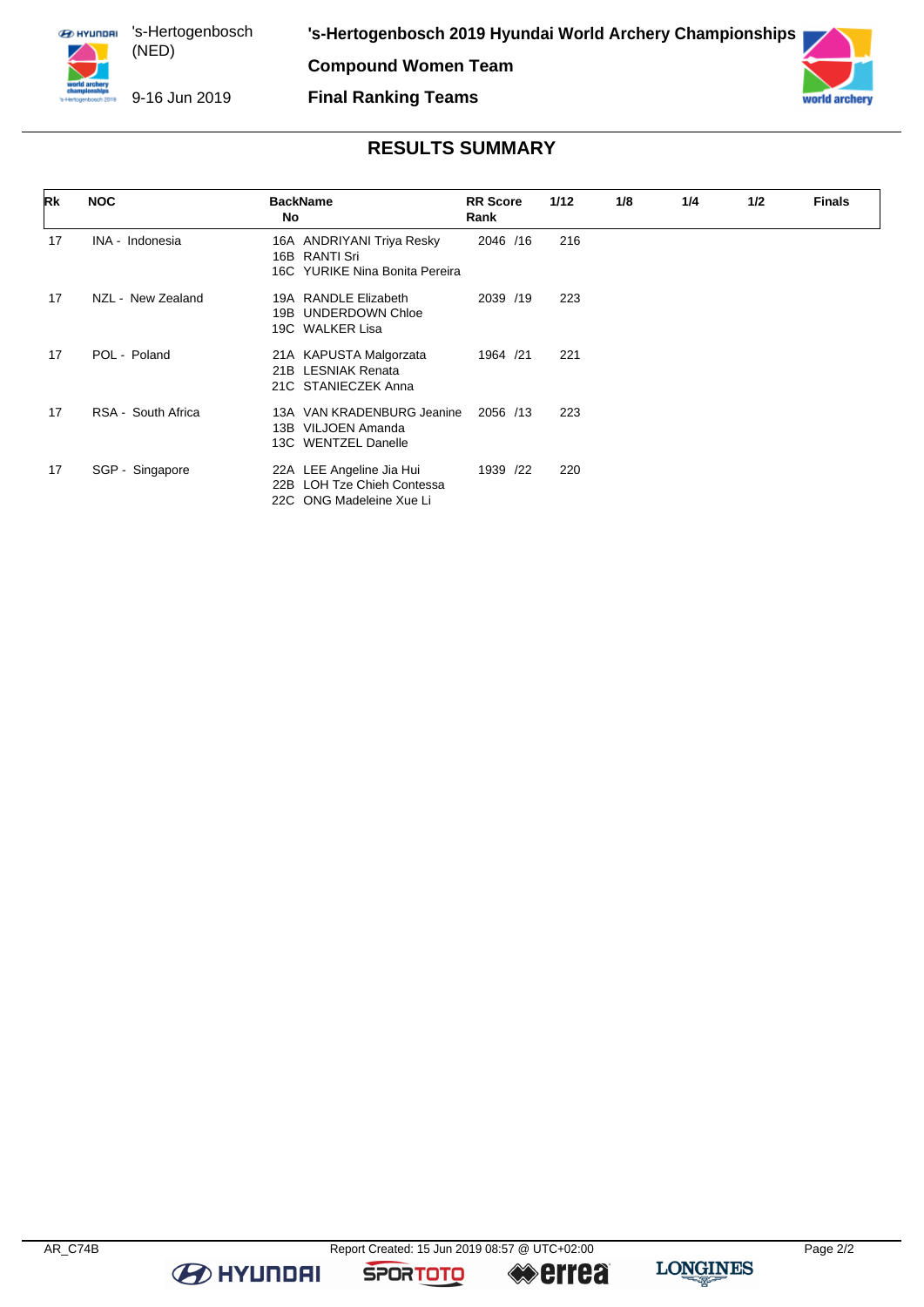# 's-Hertogenbosch 2019 Hyundai World Archery Championships

**Compound Women Team**

**Final Ranking Teams**

's-Hertogenbosch (NED)

9-16 Jun 2019

## RESULTS SUMMARY

| Rk | NOC | BackName No | RR Score Rank | 1/12 | 1/8 | 1/4 | 1/2 | Finals |
|---|---|---|---|---|---|---|---|---|
| 17 | INA - Indonesia | 16A ANDRIYANI Triya Resky<br>16B RANTI Sri<br>16C YURIKE Nina Bonita Pereira | 2046 /16 | 216 | | | | |
| 17 | NZL - New Zealand | 19A RANDLE Elizabeth<br>19B UNDERDOWN Chloe<br>19C WALKER Lisa | 2039 /19 | 223 | | | | |
| 17 | POL - Poland | 21A KAPUSTA Malgorzata<br>21B LESNIAK Renata<br>21C STANIECZEK Anna | 1964 /21 | 221 | | | | |
| 17 | RSA - South Africa | 13A VAN KRADENBURG Jeanine<br>13B VILJOEN Amanda<br>13C WENTZEL Danelle | 2056 /13 | 223 | | | | |
| 17 | SGP - Singapore | 22A LEE Angeline Jia Hui<br>22B LOH Tze Chieh Contessa<br>22C ONG Madeleine Xue Li | 1939 /22 | 220 | | | | |

AR_C74B Report Created: 15 Jun 2019 08:57 @ UTC+02:00